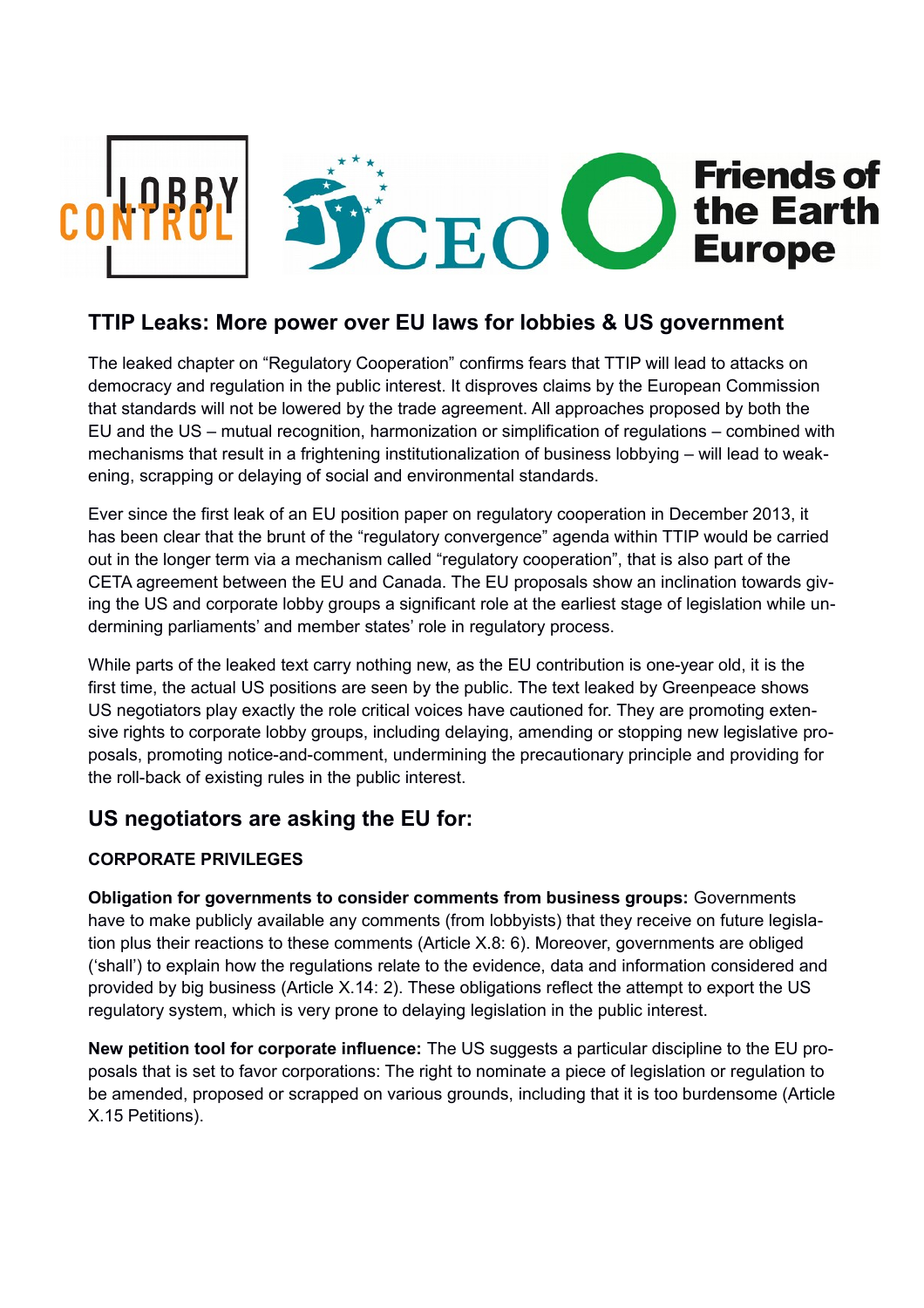LOBBY CONTROL

CEO

Friends of the Earth Europe

## TTIP Leaks: More power over EU laws for lobbies & US government

The leaked chapter on "Regulatory Cooperation" confirms fears that TTIP will lead to attacks on democracy and regulation in the public interest. It disproves claims by the European Commission that standards will not be lowered by the trade agreement. All approaches proposed by both the EU and the US – mutual recognition, harmonization or simplification of regulations – combined with mechanisms that result in a frightening institutionalization of business lobbying – will lead to weakening, scrapping or delaying of social and environmental standards.

Ever since the first leak of an EU position paper on regulatory cooperation in December 2013, it has been clear that the brunt of the "regulatory convergence" agenda within TTIP would be carried out in the longer term via a mechanism called "regulatory cooperation", that is also part of the CETA agreement between the EU and Canada. The EU proposals show an inclination towards giving the US and corporate lobby groups a significant role at the earliest stage of legislation while undermining parliaments' and member states' role in regulatory process.

While parts of the leaked text carry nothing new, as the EU contribution is one-year old, it is the first time, the actual US positions are seen by the public. The text leaked by Greenpeace shows US negotiators play exactly the role critical voices have cautioned for. They are promoting extensive rights to corporate lobby groups, including delaying, amending or stopping new legislative proposals, promoting notice-and-comment, undermining the precautionary principle and providing for the roll-back of existing rules in the public interest.

## US negotiators are asking the EU for:

### CORPORATE PRIVILEGES

**Obligation for governments to consider comments from business groups:** Governments have to make publicly available any comments (from lobbyists) that they receive on future legislation plus their reactions to these comments (Article X.8: 6). Moreover, governments are obliged ('shall') to explain how the regulations relate to the evidence, data and information considered and provided by big business (Article X.14: 2). These obligations reflect the attempt to export the US regulatory system, which is very prone to delaying legislation in the public interest.

**New petition tool for corporate influence:** The US suggests a particular discipline to the EU proposals that is set to favor corporations: The right to nominate a piece of legislation or regulation to be amended, proposed or scrapped on various grounds, including that it is too burdensome (Article X.15 Petitions).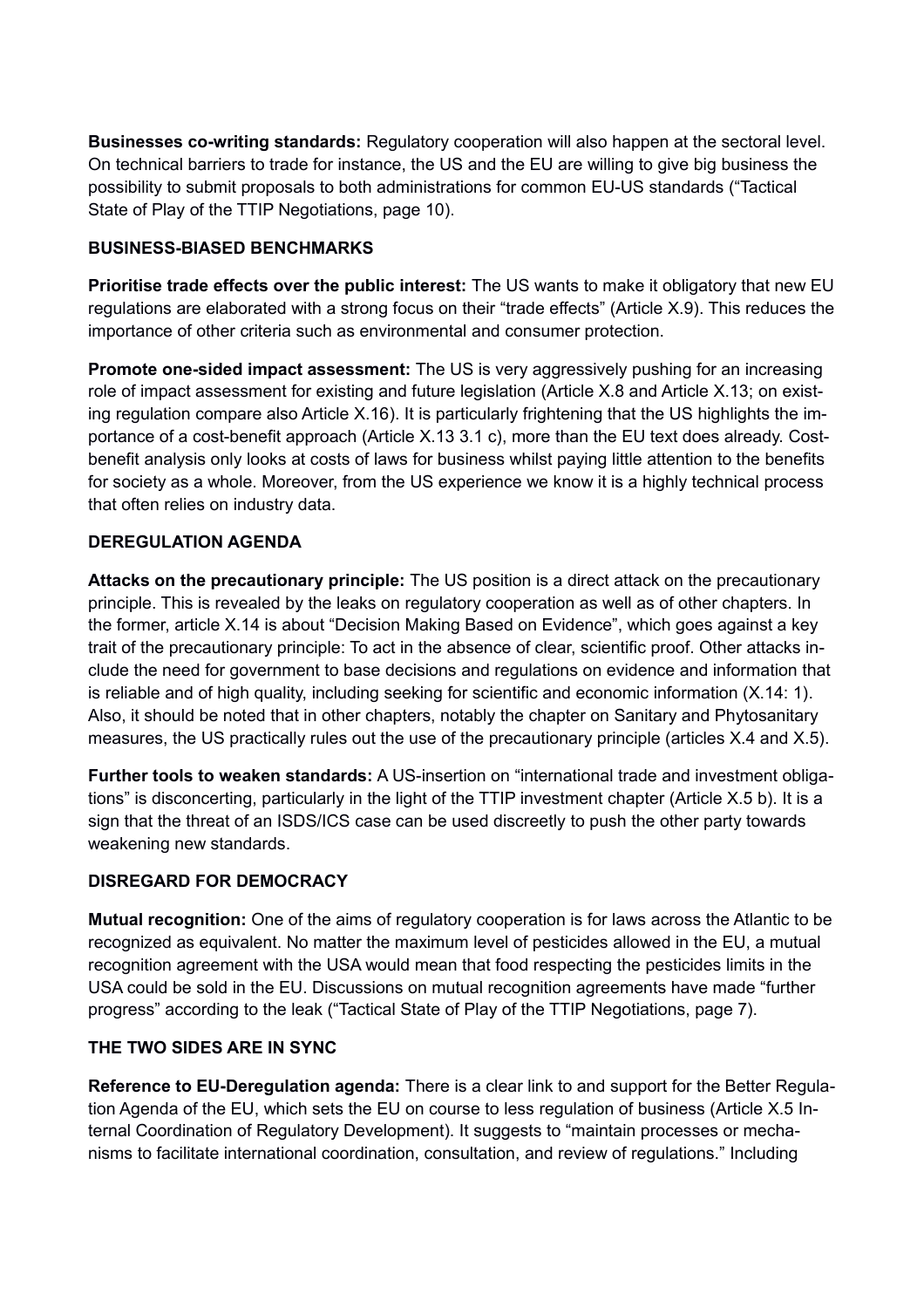**Businesses co-writing standards:** Regulatory cooperation will also happen at the sectoral level. On technical barriers to trade for instance, the US and the EU are willing to give big business the possibility to submit proposals to both administrations for common EU-US standards ("Tactical State of Play of the TTIP Negotiations, page 10).

### BUSINESS-BIASED BENCHMARKS

**Prioritise trade effects over the public interest:** The US wants to make it obligatory that new EU regulations are elaborated with a strong focus on their "trade effects" (Article X.9). This reduces the importance of other criteria such as environmental and consumer protection.

**Promote one-sided impact assessment:** The US is very aggressively pushing for an increasing role of impact assessment for existing and future legislation (Article X.8 and Article X.13; on existing regulation compare also Article X.16). It is particularly frightening that the US highlights the importance of a cost-benefit approach (Article X.13 3.1 c), more than the EU text does already. Cost-benefit analysis only looks at costs of laws for business whilst paying little attention to the benefits for society as a whole. Moreover, from the US experience we know it is a highly technical process that often relies on industry data.

### DEREGULATION AGENDA

**Attacks on the precautionary principle:** The US position is a direct attack on the precautionary principle. This is revealed by the leaks on regulatory cooperation as well as of other chapters. In the former, article X.14 is about "Decision Making Based on Evidence", which goes against a key trait of the precautionary principle: To act in the absence of clear, scientific proof. Other attacks include the need for government to base decisions and regulations on evidence and information that is reliable and of high quality, including seeking for scientific and economic information (X.14: 1). Also, it should be noted that in other chapters, notably the chapter on Sanitary and Phytosanitary measures, the US practically rules out the use of the precautionary principle (articles X.4 and X.5).

**Further tools to weaken standards:** A US-insertion on "international trade and investment obligations" is disconcerting, particularly in the light of the TTIP investment chapter (Article X.5 b). It is a sign that the threat of an ISDS/ICS case can be used discreetly to push the other party towards weakening new standards.

### DISREGARD FOR DEMOCRACY

**Mutual recognition:** One of the aims of regulatory cooperation is for laws across the Atlantic to be recognized as equivalent. No matter the maximum level of pesticides allowed in the EU, a mutual recognition agreement with the USA would mean that food respecting the pesticides limits in the USA could be sold in the EU. Discussions on mutual recognition agreements have made "further progress" according to the leak ("Tactical State of Play of the TTIP Negotiations, page 7).

### THE TWO SIDES ARE IN SYNC

**Reference to EU-Deregulation agenda:** There is a clear link to and support for the Better Regulation Agenda of the EU, which sets the EU on course to less regulation of business (Article X.5 Internal Coordination of Regulatory Development). It suggests to "maintain processes or mechanisms to facilitate international coordination, consultation, and review of regulations." Including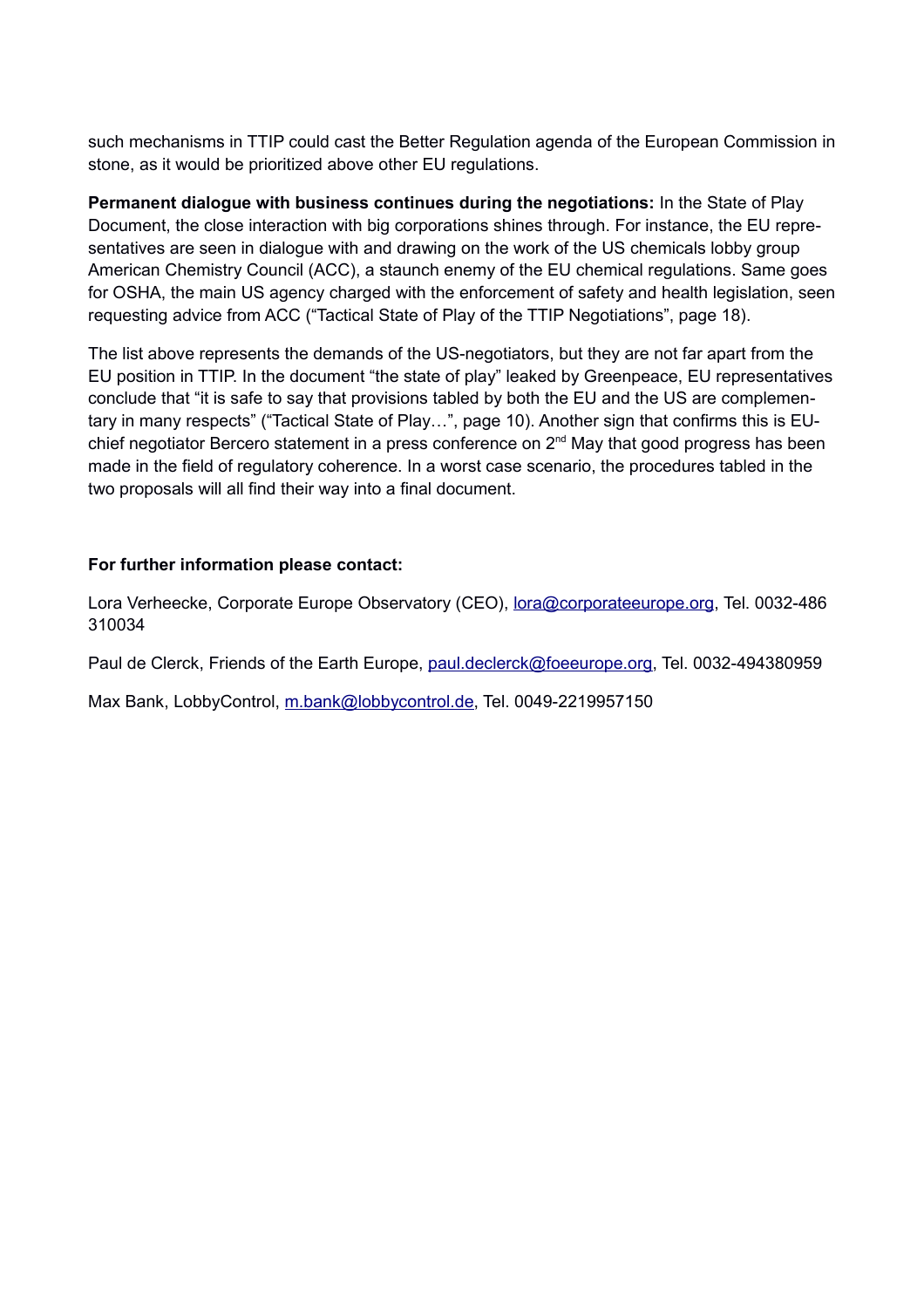such mechanisms in TTIP could cast the Better Regulation agenda of the European Commission in stone, as it would be prioritized above other EU regulations.

**Permanent dialogue with business continues during the negotiations:** In the State of Play Document, the close interaction with big corporations shines through. For instance, the EU representatives are seen in dialogue with and drawing on the work of the US chemicals lobby group American Chemistry Council (ACC), a staunch enemy of the EU chemical regulations. Same goes for OSHA, the main US agency charged with the enforcement of safety and health legislation, seen requesting advice from ACC ("Tactical State of Play of the TTIP Negotiations", page 18).

The list above represents the demands of the US-negotiators, but they are not far apart from the EU position in TTIP. In the document "the state of play" leaked by Greenpeace, EU representatives conclude that "it is safe to say that provisions tabled by both the EU and the US are complementary in many respects" ("Tactical State of Play…", page 10). Another sign that confirms this is EU-chief negotiator Bercero statement in a press conference on 2nd May that good progress has been made in the field of regulatory coherence. In a worst case scenario, the procedures tabled in the two proposals will all find their way into a final document.

**For further information please contact:**

Lora Verheecke, Corporate Europe Observatory (CEO), lora@corporateeurope.org, Tel. 0032-486 310034

Paul de Clerck, Friends of the Earth Europe, paul.declerck@foeeurope.org, Tel. 0032-494380959

Max Bank, LobbyControl, m.bank@lobbycontrol.de, Tel. 0049-2219957150